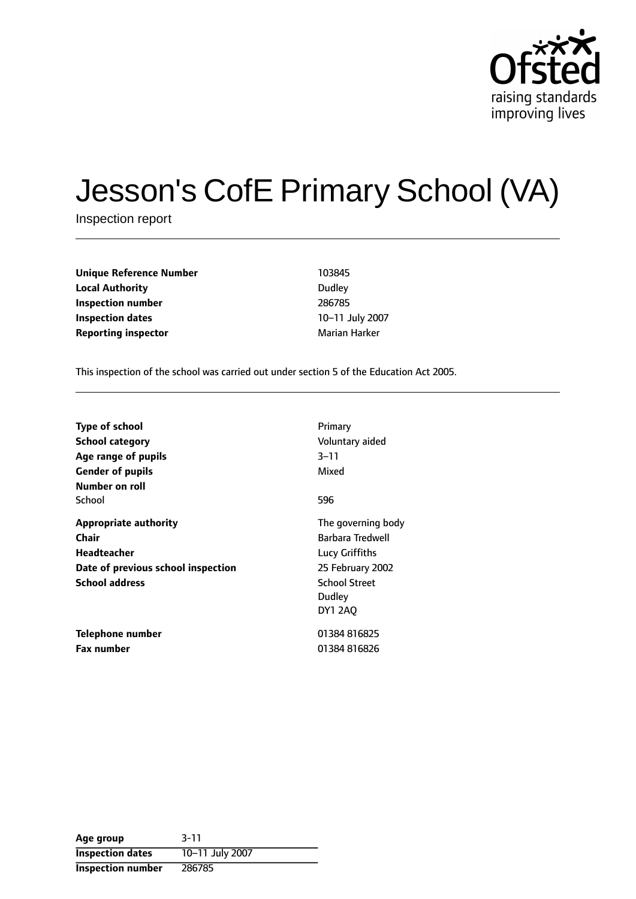# Jesson's CofE Primary School (VA)

Inspection report

| | |
|---|---|
| **Unique Reference Number** | 103845 |
| **Local Authority** | Dudley |
| **Inspection number** | 286785 |
| **Inspection dates** | 10–11 July 2007 |
| **Reporting inspector** | Marian Harker |

This inspection of the school was carried out under section 5 of the Education Act 2005.

| | |
|---|---|
| **Type of school** | Primary |
| **School category** | Voluntary aided |
| **Age range of pupils** | 3–11 |
| **Gender of pupils** | Mixed |
| **Number on roll** | |
| School | 596 |
| **Appropriate authority** | The governing body |
| **Chair** | Barbara Tredwell |
| **Headteacher** | Lucy Griffiths |
| **Date of previous school inspection** | 25 February 2002 |
| **School address** | School Street<br>Dudley<br>DY1 2AQ |
| **Telephone number** | 01384 816825 |
| **Fax number** | 01384 816826 |

| | |
|---|---|
| **Age group** | 3-11 |
| **Inspection dates** | 10–11 July 2007 |
| **Inspection number** | 286785 |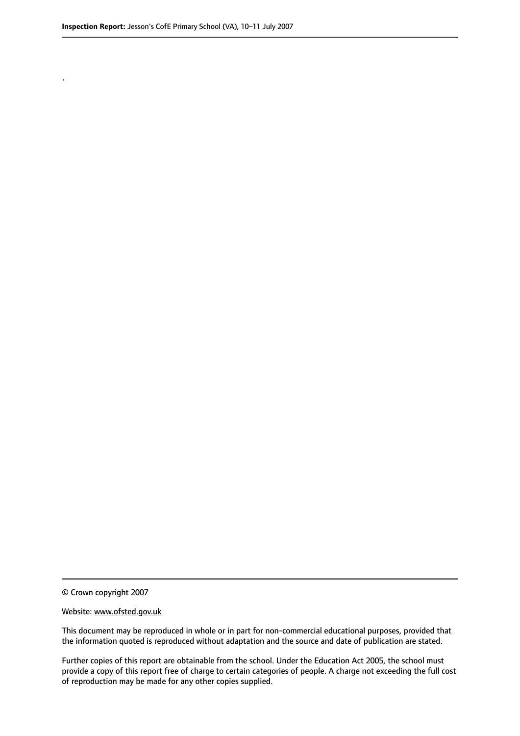.

© Crown copyright 2007

Website: www.ofsted.gov.uk

This document may be reproduced in whole or in part for non-commercial educational purposes, provided that the information quoted is reproduced without adaptation and the source and date of publication are stated.

Further copies of this report are obtainable from the school. Under the Education Act 2005, the school must provide a copy of this report free of charge to certain categories of people. A charge not exceeding the full cost of reproduction may be made for any other copies supplied.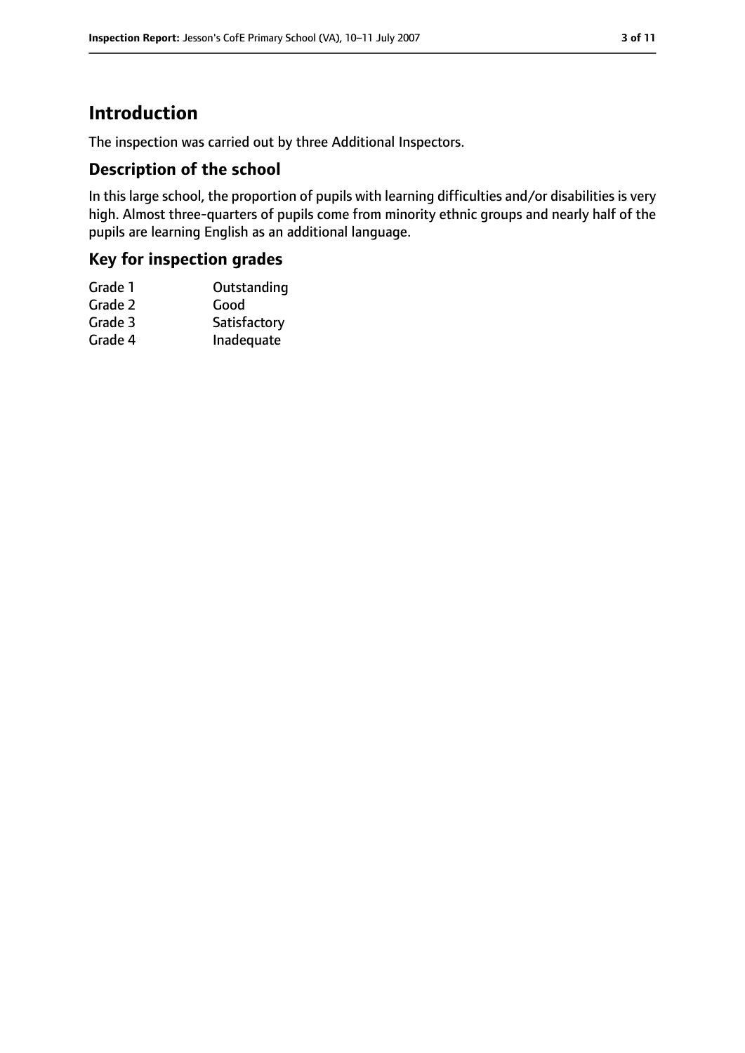# Introduction

The inspection was carried out by three Additional Inspectors.

## Description of the school

In this large school, the proportion of pupils with learning difficulties and/or disabilities is very high. Almost three-quarters of pupils come from minority ethnic groups and nearly half of the pupils are learning English as an additional language.

## Key for inspection grades

| | |
|---|---|
| Grade 1 | Outstanding |
| Grade 2 | Good |
| Grade 3 | Satisfactory |
| Grade 4 | Inadequate |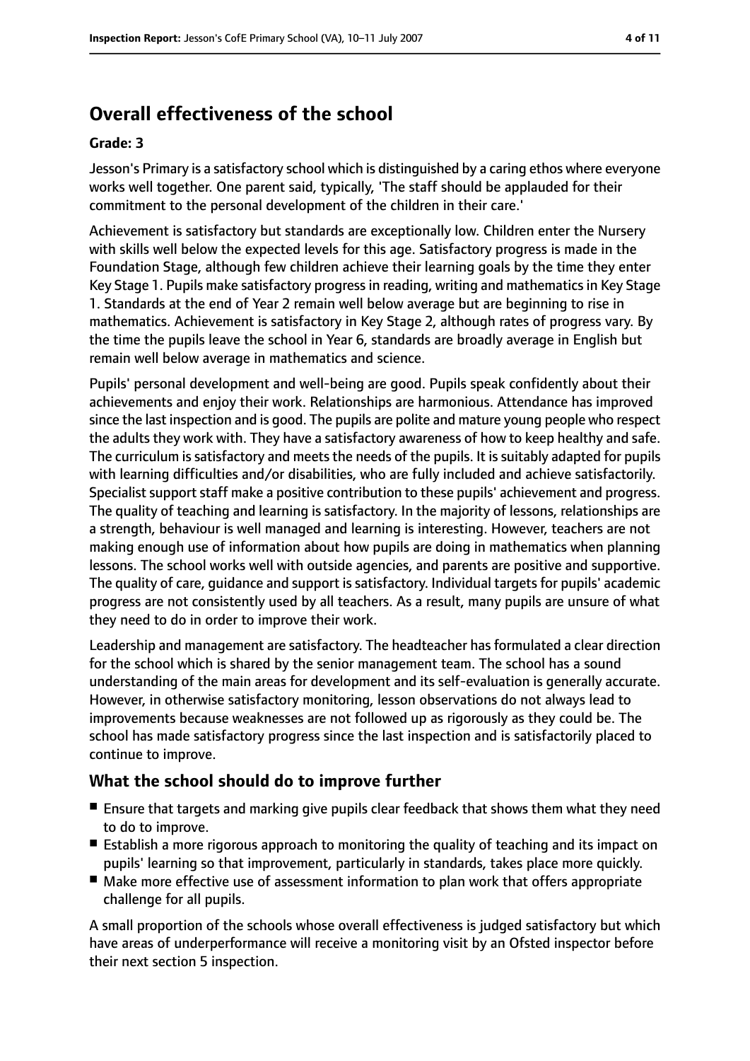# Overall effectiveness of the school

**Grade: 3**

Jesson's Primary is a satisfactory school which is distinguished by a caring ethos where everyone works well together. One parent said, typically, 'The staff should be applauded for their commitment to the personal development of the children in their care.'

Achievement is satisfactory but standards are exceptionally low. Children enter the Nursery with skills well below the expected levels for this age. Satisfactory progress is made in the Foundation Stage, although few children achieve their learning goals by the time they enter Key Stage 1. Pupils make satisfactory progress in reading, writing and mathematics in Key Stage 1. Standards at the end of Year 2 remain well below average but are beginning to rise in mathematics. Achievement is satisfactory in Key Stage 2, although rates of progress vary. By the time the pupils leave the school in Year 6, standards are broadly average in English but remain well below average in mathematics and science.

Pupils' personal development and well-being are good. Pupils speak confidently about their achievements and enjoy their work. Relationships are harmonious. Attendance has improved since the last inspection and is good. The pupils are polite and mature young people who respect the adults they work with. They have a satisfactory awareness of how to keep healthy and safe. The curriculum is satisfactory and meets the needs of the pupils. It is suitably adapted for pupils with learning difficulties and/or disabilities, who are fully included and achieve satisfactorily. Specialist support staff make a positive contribution to these pupils' achievement and progress. The quality of teaching and learning is satisfactory. In the majority of lessons, relationships are a strength, behaviour is well managed and learning is interesting. However, teachers are not making enough use of information about how pupils are doing in mathematics when planning lessons. The school works well with outside agencies, and parents are positive and supportive. The quality of care, guidance and support is satisfactory. Individual targets for pupils' academic progress are not consistently used by all teachers. As a result, many pupils are unsure of what they need to do in order to improve their work.

Leadership and management are satisfactory. The headteacher has formulated a clear direction for the school which is shared by the senior management team. The school has a sound understanding of the main areas for development and its self-evaluation is generally accurate. However, in otherwise satisfactory monitoring, lesson observations do not always lead to improvements because weaknesses are not followed up as rigorously as they could be. The school has made satisfactory progress since the last inspection and is satisfactorily placed to continue to improve.

## What the school should do to improve further

- Ensure that targets and marking give pupils clear feedback that shows them what they need to do to improve.
- Establish a more rigorous approach to monitoring the quality of teaching and its impact on pupils' learning so that improvement, particularly in standards, takes place more quickly.
- Make more effective use of assessment information to plan work that offers appropriate challenge for all pupils.

A small proportion of the schools whose overall effectiveness is judged satisfactory but which have areas of underperformance will receive a monitoring visit by an Ofsted inspector before their next section 5 inspection.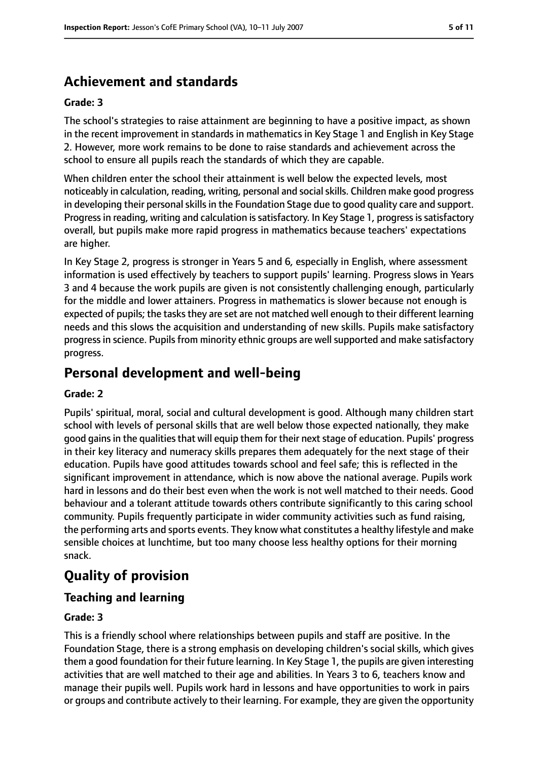## Achievement and standards

### Grade: 3

The school's strategies to raise attainment are beginning to have a positive impact, as shown in the recent improvement in standards in mathematics in Key Stage 1 and English in Key Stage 2. However, more work remains to be done to raise standards and achievement across the school to ensure all pupils reach the standards of which they are capable.

When children enter the school their attainment is well below the expected levels, most noticeably in calculation, reading, writing, personal and social skills. Children make good progress in developing their personal skills in the Foundation Stage due to good quality care and support. Progress in reading, writing and calculation is satisfactory. In Key Stage 1, progress is satisfactory overall, but pupils make more rapid progress in mathematics because teachers' expectations are higher.

In Key Stage 2, progress is stronger in Years 5 and 6, especially in English, where assessment information is used effectively by teachers to support pupils' learning. Progress slows in Years 3 and 4 because the work pupils are given is not consistently challenging enough, particularly for the middle and lower attainers. Progress in mathematics is slower because not enough is expected of pupils; the tasks they are set are not matched well enough to their different learning needs and this slows the acquisition and understanding of new skills. Pupils make satisfactory progress in science. Pupils from minority ethnic groups are well supported and make satisfactory progress.

## Personal development and well-being

### Grade: 2

Pupils' spiritual, moral, social and cultural development is good. Although many children start school with levels of personal skills that are well below those expected nationally, they make good gains in the qualities that will equip them for their next stage of education. Pupils' progress in their key literacy and numeracy skills prepares them adequately for the next stage of their education. Pupils have good attitudes towards school and feel safe; this is reflected in the significant improvement in attendance, which is now above the national average. Pupils work hard in lessons and do their best even when the work is not well matched to their needs. Good behaviour and a tolerant attitude towards others contribute significantly to this caring school community. Pupils frequently participate in wider community activities such as fund raising, the performing arts and sports events. They know what constitutes a healthy lifestyle and make sensible choices at lunchtime, but too many choose less healthy options for their morning snack.

## Quality of provision

### Teaching and learning

### Grade: 3

This is a friendly school where relationships between pupils and staff are positive. In the Foundation Stage, there is a strong emphasis on developing children's social skills, which gives them a good foundation for their future learning. In Key Stage 1, the pupils are given interesting activities that are well matched to their age and abilities. In Years 3 to 6, teachers know and manage their pupils well. Pupils work hard in lessons and have opportunities to work in pairs or groups and contribute actively to their learning. For example, they are given the opportunity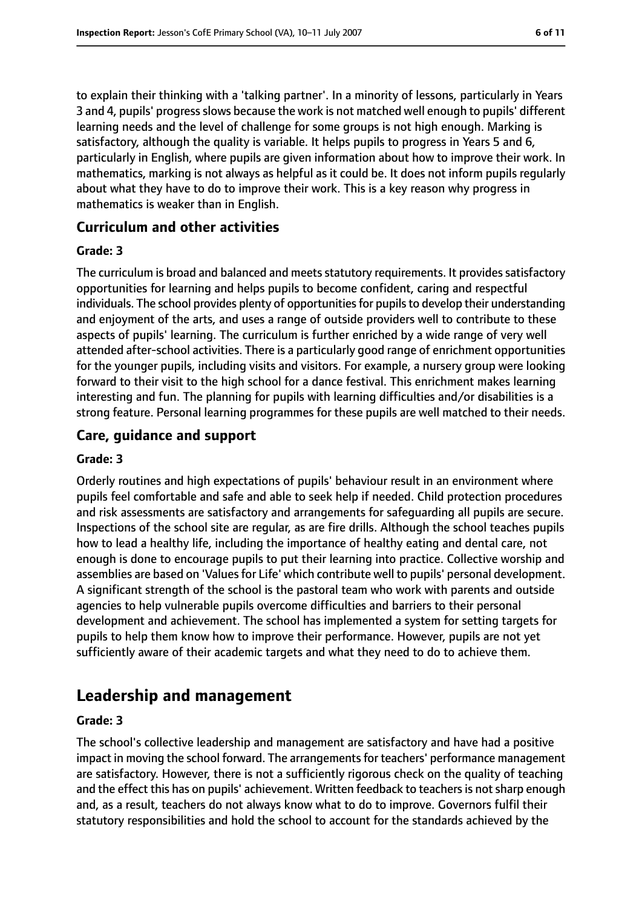to explain their thinking with a 'talking partner'. In a minority of lessons, particularly in Years 3 and 4, pupils' progress slows because the work is not matched well enough to pupils' different learning needs and the level of challenge for some groups is not high enough. Marking is satisfactory, although the quality is variable. It helps pupils to progress in Years 5 and 6, particularly in English, where pupils are given information about how to improve their work. In mathematics, marking is not always as helpful as it could be. It does not inform pupils regularly about what they have to do to improve their work. This is a key reason why progress in mathematics is weaker than in English.

### Curriculum and other activities

#### Grade: 3

The curriculum is broad and balanced and meets statutory requirements. It provides satisfactory opportunities for learning and helps pupils to become confident, caring and respectful individuals. The school provides plenty of opportunities for pupils to develop their understanding and enjoyment of the arts, and uses a range of outside providers well to contribute to these aspects of pupils' learning. The curriculum is further enriched by a wide range of very well attended after-school activities. There is a particularly good range of enrichment opportunities for the younger pupils, including visits and visitors. For example, a nursery group were looking forward to their visit to the high school for a dance festival. This enrichment makes learning interesting and fun. The planning for pupils with learning difficulties and/or disabilities is a strong feature. Personal learning programmes for these pupils are well matched to their needs.

### Care, guidance and support

#### Grade: 3

Orderly routines and high expectations of pupils' behaviour result in an environment where pupils feel comfortable and safe and able to seek help if needed. Child protection procedures and risk assessments are satisfactory and arrangements for safeguarding all pupils are secure. Inspections of the school site are regular, as are fire drills. Although the school teaches pupils how to lead a healthy life, including the importance of healthy eating and dental care, not enough is done to encourage pupils to put their learning into practice. Collective worship and assemblies are based on 'Values for Life' which contribute well to pupils' personal development. A significant strength of the school is the pastoral team who work with parents and outside agencies to help vulnerable pupils overcome difficulties and barriers to their personal development and achievement. The school has implemented a system for setting targets for pupils to help them know how to improve their performance. However, pupils are not yet sufficiently aware of their academic targets and what they need to do to achieve them.

## Leadership and management

#### Grade: 3

The school's collective leadership and management are satisfactory and have had a positive impact in moving the school forward. The arrangements for teachers' performance management are satisfactory. However, there is not a sufficiently rigorous check on the quality of teaching and the effect this has on pupils' achievement. Written feedback to teachers is not sharp enough and, as a result, teachers do not always know what to do to improve. Governors fulfil their statutory responsibilities and hold the school to account for the standards achieved by the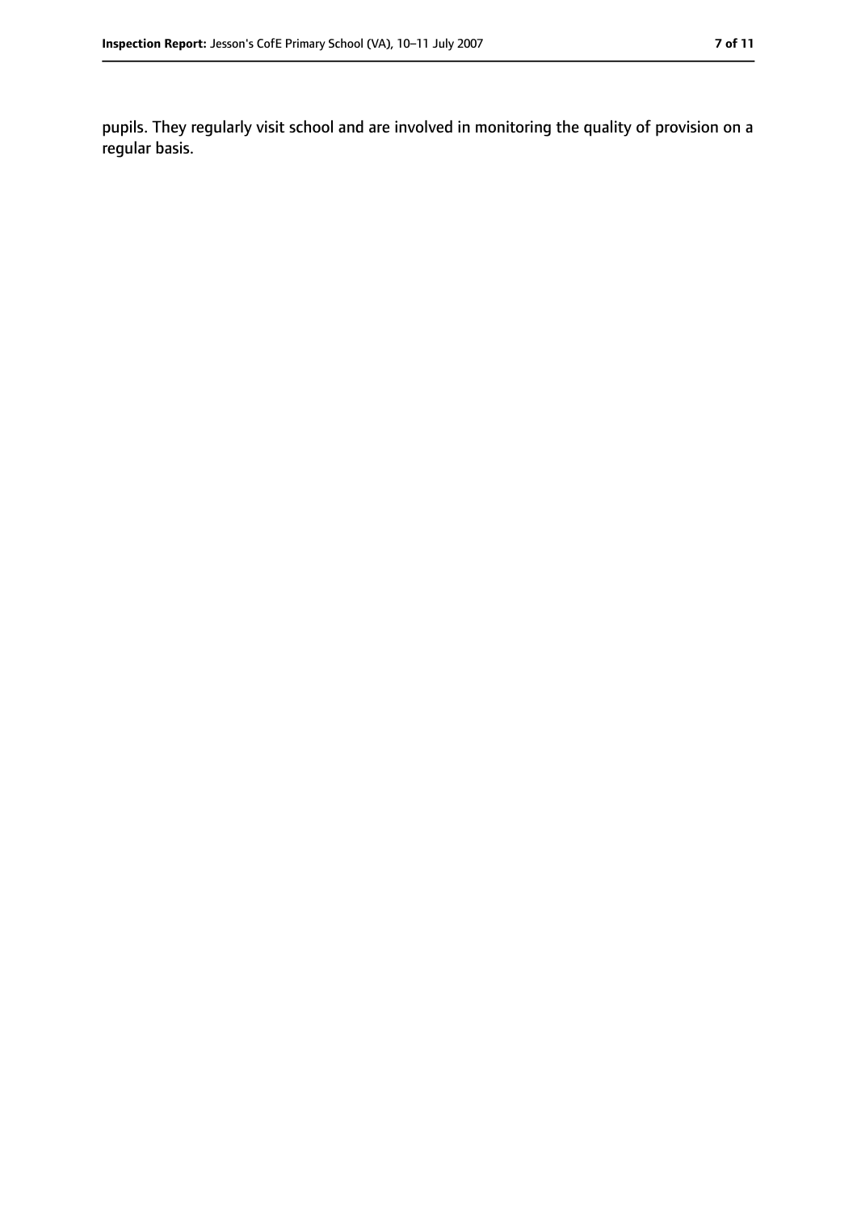pupils. They regularly visit school and are involved in monitoring the quality of provision on a regular basis.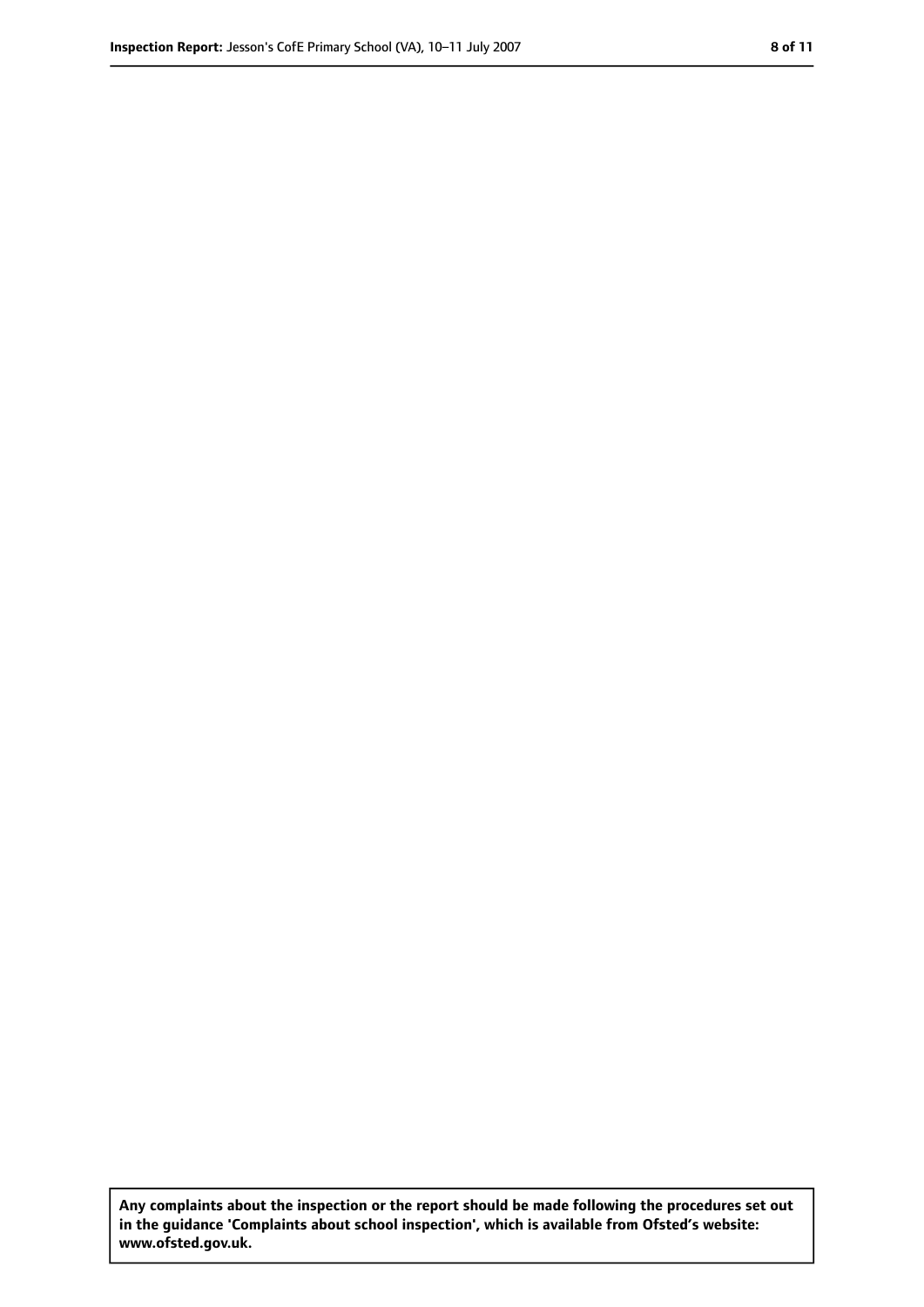**Any complaints about the inspection or the report should be made following the procedures set out in the guidance 'Complaints about school inspection', which is available from Ofsted's website: www.ofsted.gov.uk.**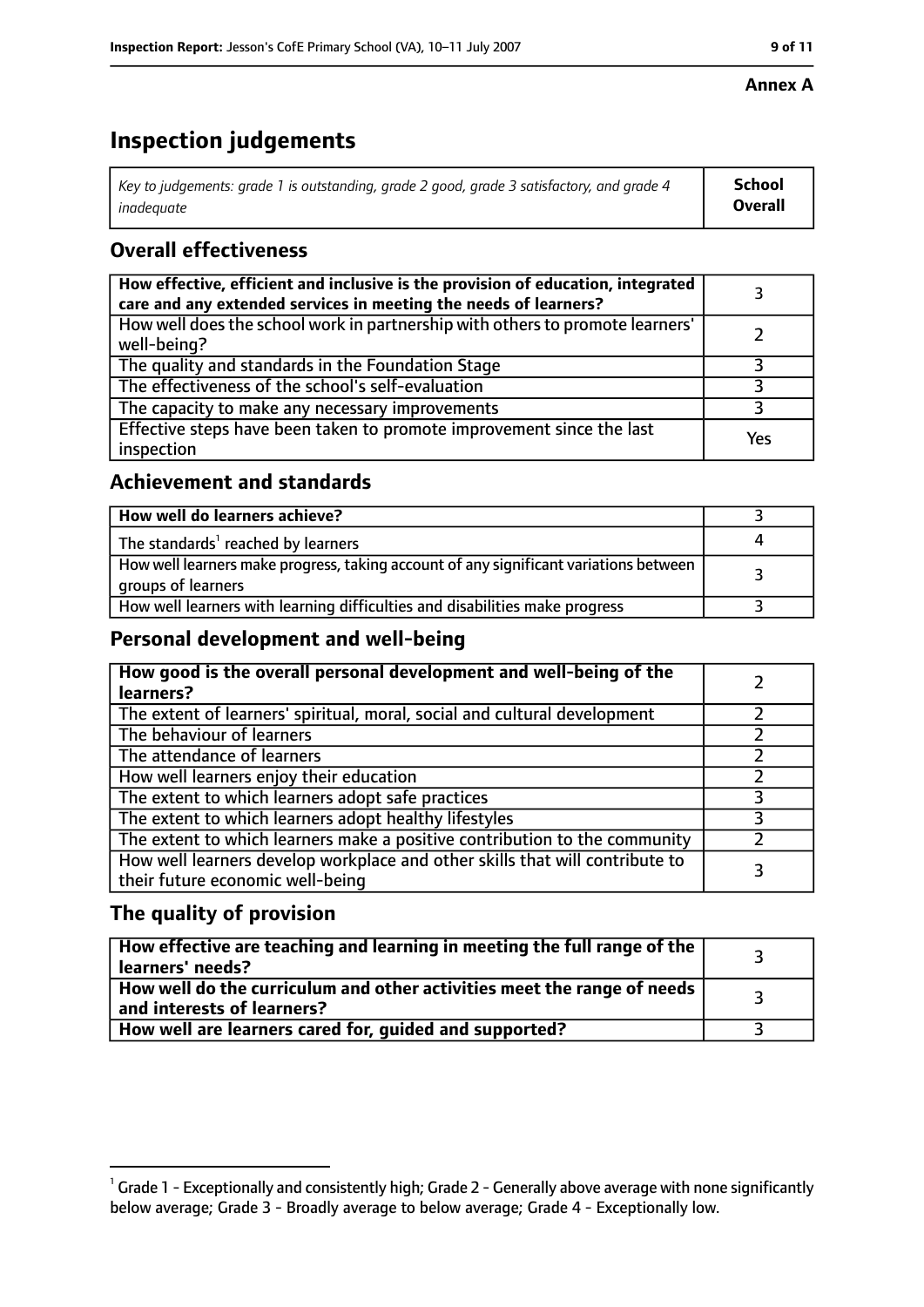**Annex A**

# Inspection judgements

| *Key to judgements: grade 1 is outstanding, grade 2 good, grade 3 satisfactory, and grade 4 inadequate* | **School Overall** |
|---|---|

## Overall effectiveness

| | |
|---|---|
| **How effective, efficient and inclusive is the provision of education, integrated care and any extended services in meeting the needs of learners?** | 3 |
| How well does the school work in partnership with others to promote learners' well-being? | 2 |
| The quality and standards in the Foundation Stage | 3 |
| The effectiveness of the school's self-evaluation | 3 |
| The capacity to make any necessary improvements | 3 |
| Effective steps have been taken to promote improvement since the last inspection | Yes |

## Achievement and standards

| | |
|---|---|
| **How well do learners achieve?** | 3 |
| The standards[1] reached by learners | 4 |
| How well learners make progress, taking account of any significant variations between groups of learners | 3 |
| How well learners with learning difficulties and disabilities make progress | 3 |

## Personal development and well-being

| | |
|---|---|
| **How good is the overall personal development and well-being of the learners?** | 2 |
| The extent of learners' spiritual, moral, social and cultural development | 2 |
| The behaviour of learners | 2 |
| The attendance of learners | 2 |
| How well learners enjoy their education | 2 |
| The extent to which learners adopt safe practices | 3 |
| The extent to which learners adopt healthy lifestyles | 3 |
| The extent to which learners make a positive contribution to the community | 2 |
| How well learners develop workplace and other skills that will contribute to their future economic well-being | 3 |

## The quality of provision

| | |
|---|---|
| **How effective are teaching and learning in meeting the full range of the learners' needs?** | 3 |
| **How well do the curriculum and other activities meet the range of needs and interests of learners?** | 3 |
| **How well are learners cared for, guided and supported?** | 3 |

[1] Grade 1 - Exceptionally and consistently high; Grade 2 - Generally above average with none significantly below average; Grade 3 - Broadly average to below average; Grade 4 - Exceptionally low.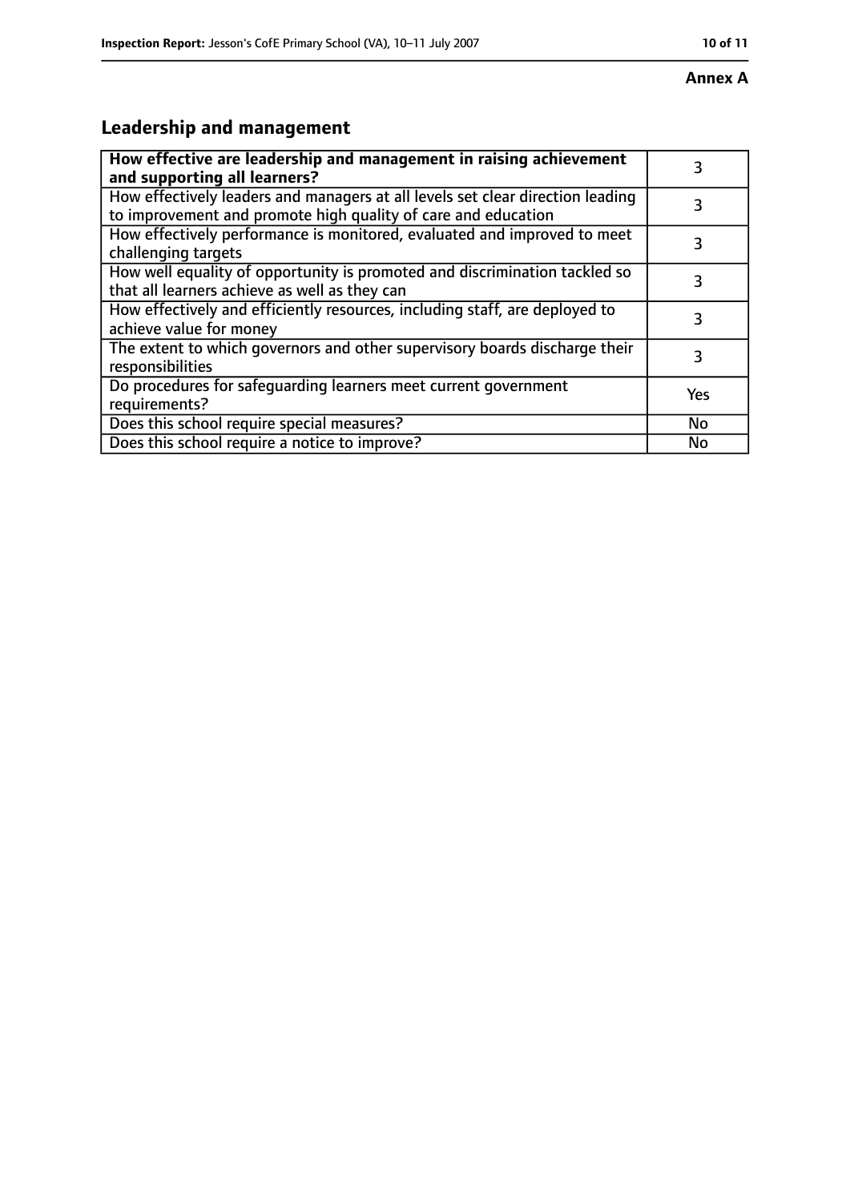**Annex A**

## Leadership and management

| **How effective are leadership and management in raising achievement and supporting all learners?** | 3 |
|---|---|
| How effectively leaders and managers at all levels set clear direction leading to improvement and promote high quality of care and education | 3 |
| How effectively performance is monitored, evaluated and improved to meet challenging targets | 3 |
| How well equality of opportunity is promoted and discrimination tackled so that all learners achieve as well as they can | 3 |
| How effectively and efficiently resources, including staff, are deployed to achieve value for money | 3 |
| The extent to which governors and other supervisory boards discharge their responsibilities | 3 |
| Do procedures for safeguarding learners meet current government requirements? | Yes |
| Does this school require special measures? | No |
| Does this school require a notice to improve? | No |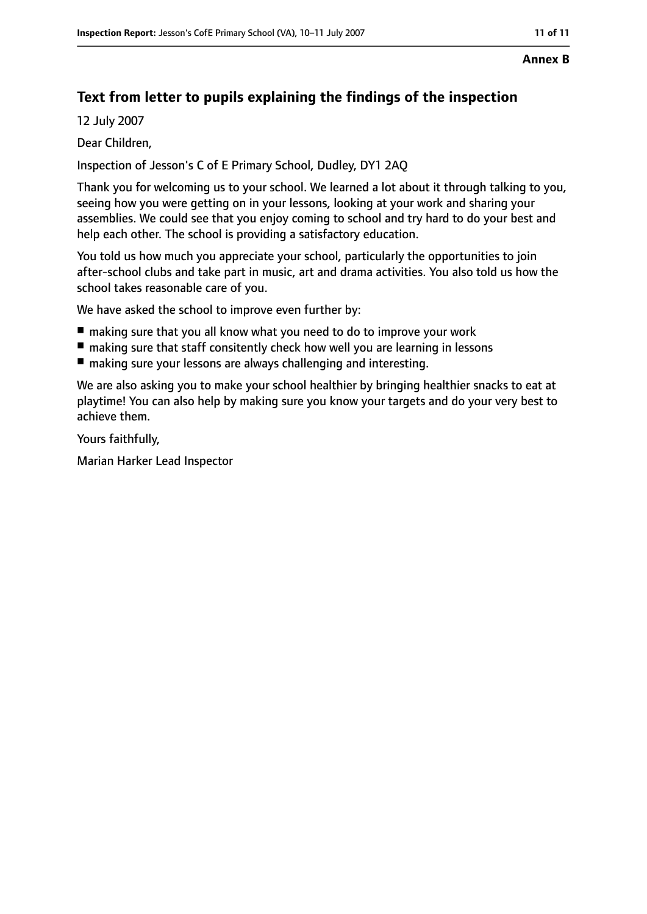**Annex B**

## Text from letter to pupils explaining the findings of the inspection

12 July 2007

Dear Children,

Inspection of Jesson's C of E Primary School, Dudley, DY1 2AQ

Thank you for welcoming us to your school. We learned a lot about it through talking to you, seeing how you were getting on in your lessons, looking at your work and sharing your assemblies. We could see that you enjoy coming to school and try hard to do your best and help each other. The school is providing a satisfactory education.

You told us how much you appreciate your school, particularly the opportunities to join after-school clubs and take part in music, art and drama activities. You also told us how the school takes reasonable care of you.

We have asked the school to improve even further by:

- making sure that you all know what you need to do to improve your work
- making sure that staff consitently check how well you are learning in lessons
- making sure your lessons are always challenging and interesting.

We are also asking you to make your school healthier by bringing healthier snacks to eat at playtime! You can also help by making sure you know your targets and do your very best to achieve them.

Yours faithfully,

Marian Harker Lead Inspector